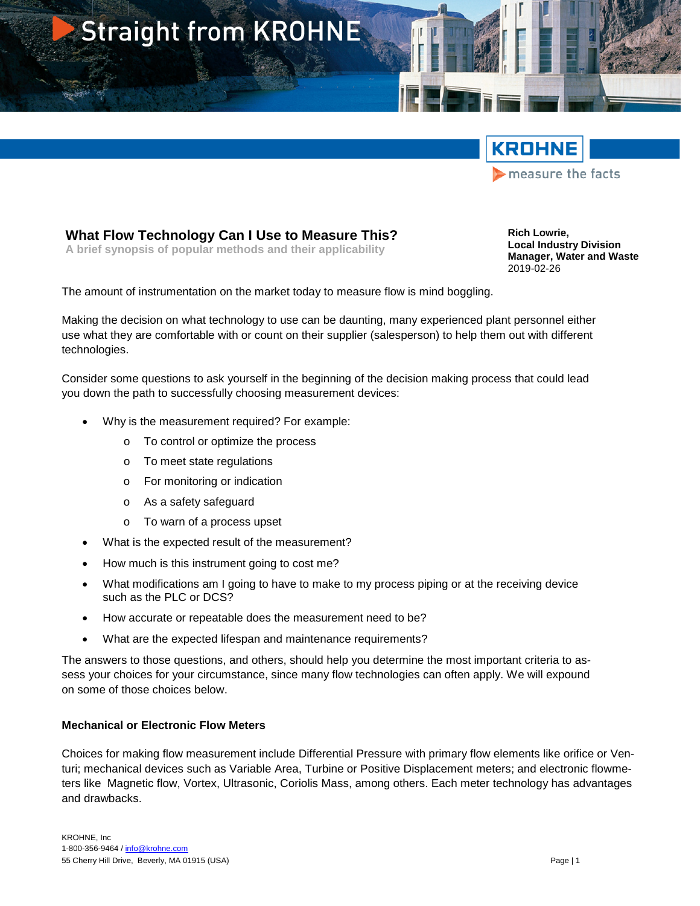# What Flow Technology Can I Use to Measure This?

**A brief synopsis of popular methods and their applicability**

**Rich Lowrie,**
**Local Industry Division Manager, Water and Waste**
2019-02-26

The amount of instrumentation on the market today to measure flow is mind boggling.

Making the decision on what technology to use can be daunting, many experienced plant personnel either use what they are comfortable with or count on their supplier (salesperson) to help them out with different technologies.

Consider some questions to ask yourself in the beginning of the decision making process that could lead you down the path to successfully choosing measurement devices:

- Why is the measurement required? For example:
  - To control or optimize the process
  - To meet state regulations
  - For monitoring or indication
  - As a safety safeguard
  - To warn of a process upset
- What is the expected result of the measurement?
- How much is this instrument going to cost me?
- What modifications am I going to have to make to my process piping or at the receiving device such as the PLC or DCS?
- How accurate or repeatable does the measurement need to be?
- What are the expected lifespan and maintenance requirements?

The answers to those questions, and others, should help you determine the most important criteria to assess your choices for your circumstance, since many flow technologies can often apply. We will expound on some of those choices below.

### Mechanical or Electronic Flow Meters

Choices for making flow measurement include Differential Pressure with primary flow elements like orifice or Venturi; mechanical devices such as Variable Area, Turbine or Positive Displacement meters; and electronic flowmeters like Magnetic flow, Vortex, Ultrasonic, Coriolis Mass, among others. Each meter technology has advantages and drawbacks.

KROHNE, Inc
1-800-356-9464 / info@krohne.com
55 Cherry Hill Drive, Beverly, MA 01915 (USA)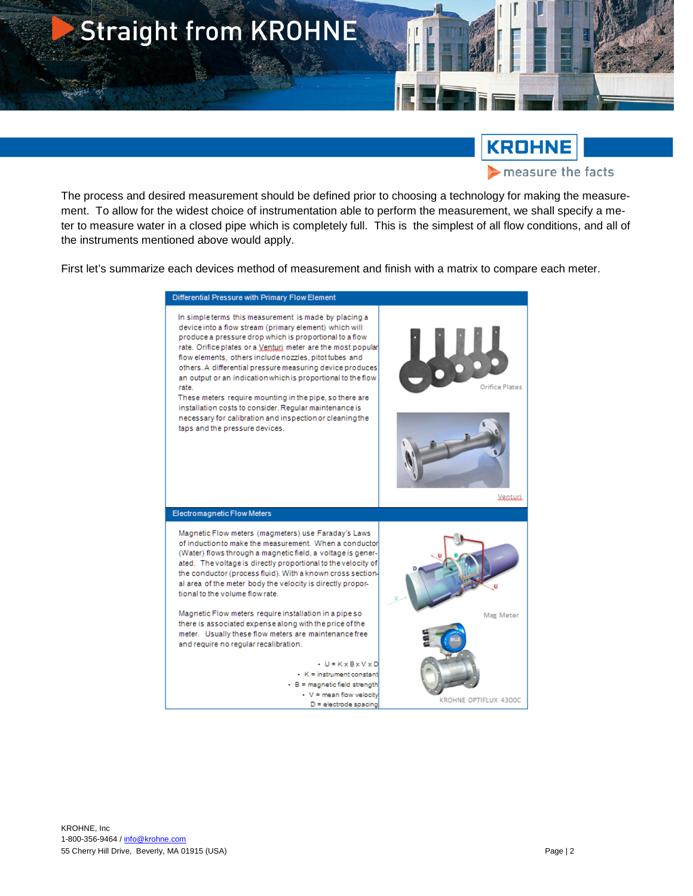The process and desired measurement should be defined prior to choosing a technology for making the measurement. To allow for the widest choice of instrumentation able to perform the measurement, we shall specify a meter to measure water in a closed pipe which is completely full. This is the simplest of all flow conditions, and all of the instruments mentioned above would apply.

First let's summarize each devices method of measurement and finish with a matrix to compare each meter.

| Differential Pressure with Primary Flow Element | |
|---|---|
| In simple terms this measurement is made by placing a device into a flow stream (primary element) which will produce a pressure drop which is proportional to a flow rate. Orifice plates or a Venturi meter are the most popular flow elements, others include nozzles, pitot tubes and others. A differential pressure measuring device produces an output or an indication which is proportional to the flow rate.<br>These meters require mounting in the pipe, so there are installation costs to consider. Regular maintenance is necessary for calibration and inspection or cleaning the taps and the pressure devices. | Orifice Plates<br><br>Venturi |
| **Electromagnetic Flow Meters** | |
| Magnetic Flow meters (magmeters) use Faraday's Laws of induction to make the measurement. When a conductor (Water) flows through a magnetic field, a voltage is generated. The voltage is directly proportional to the velocity of the conductor (process fluid). With a known cross sectional area of the meter body the velocity is directly proportional to the volume flow rate.<br><br>Magnetic Flow meters require installation in a pipe so there is associated expense along with the price of the meter. Usually these flow meters are maintenance free and require no regular recalibration.<br><br>• $U = K \times B \times V \times D$<br>• K = instrument constant<br>• B = magnetic field strength<br>• V = mean flow velocity<br>D = electrode spacing | Mag Meter<br><br>KROHNE OPTIFLUX 4300C |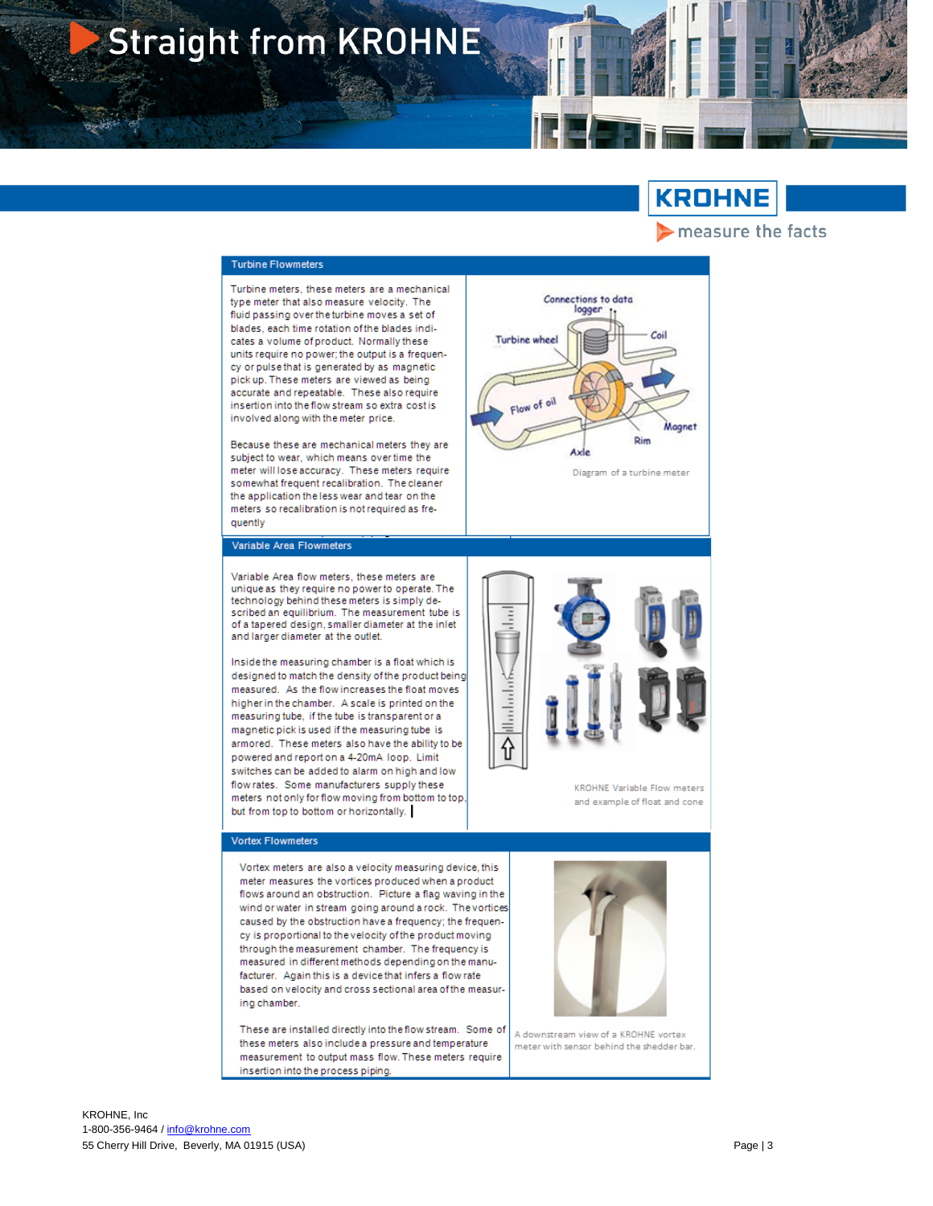## Turbine Flowmeters

Turbine meters, these meters are a mechanical type meter that also measure velocity. The fluid passing over the turbine moves a set of blades, each time rotation of the blades indicates a volume of product. Normally these units require no power; the output is a frequency or pulse that is generated by as magnetic pick up. These meters are viewed as being accurate and repeatable. These also require insertion into the flow stream so extra cost is involved along with the meter price.

Because these are mechanical meters they are subject to wear, which means over time the meter will lose accuracy. These meters require somewhat frequent recalibration. The cleaner the application the less wear and tear on the meters so recalibration is not required as frequently

Diagram of a turbine meter

## Variable Area Flowmeters

Variable Area flow meters, these meters are unique as they require no power to operate. The technology behind these meters is simply described an equilibrium. The measurement tube is of a tapered design, smaller diameter at the inlet and larger diameter at the outlet.

Inside the measuring chamber is a float which is designed to match the density of the product being measured. As the flow increases the float moves higher in the chamber. A scale is printed on the measuring tube, if the tube is transparent or a magnetic pick is used if the measuring tube is armored. These meters also have the ability to be powered and report on a 4-20mA loop. Limit switches can be added to alarm on high and low flow rates. Some manufacturers supply these meters not only for flow moving from bottom to top, but from top to bottom or horizontally.

KROHNE Variable Flow meters and example of float and cone

## Vortex Flowmeters

Vortex meters are also a velocity measuring device, this meter measures the vortices produced when a product flows around an obstruction. Picture a flag waving in the wind or water in stream going around a rock. The vortices caused by the obstruction have a frequency; the frequency is proportional to the velocity of the product moving through the measurement chamber. The frequency is measured in different methods depending on the manufacturer. Again this is a device that infers a flow rate based on velocity and cross sectional area of the measuring chamber.

These are installed directly into the flow stream. Some of these meters also include a pressure and temperature measurement to output mass flow. These meters require insertion into the process piping.

A downstream view of a KROHNE vortex meter with sensor behind the shedder bar.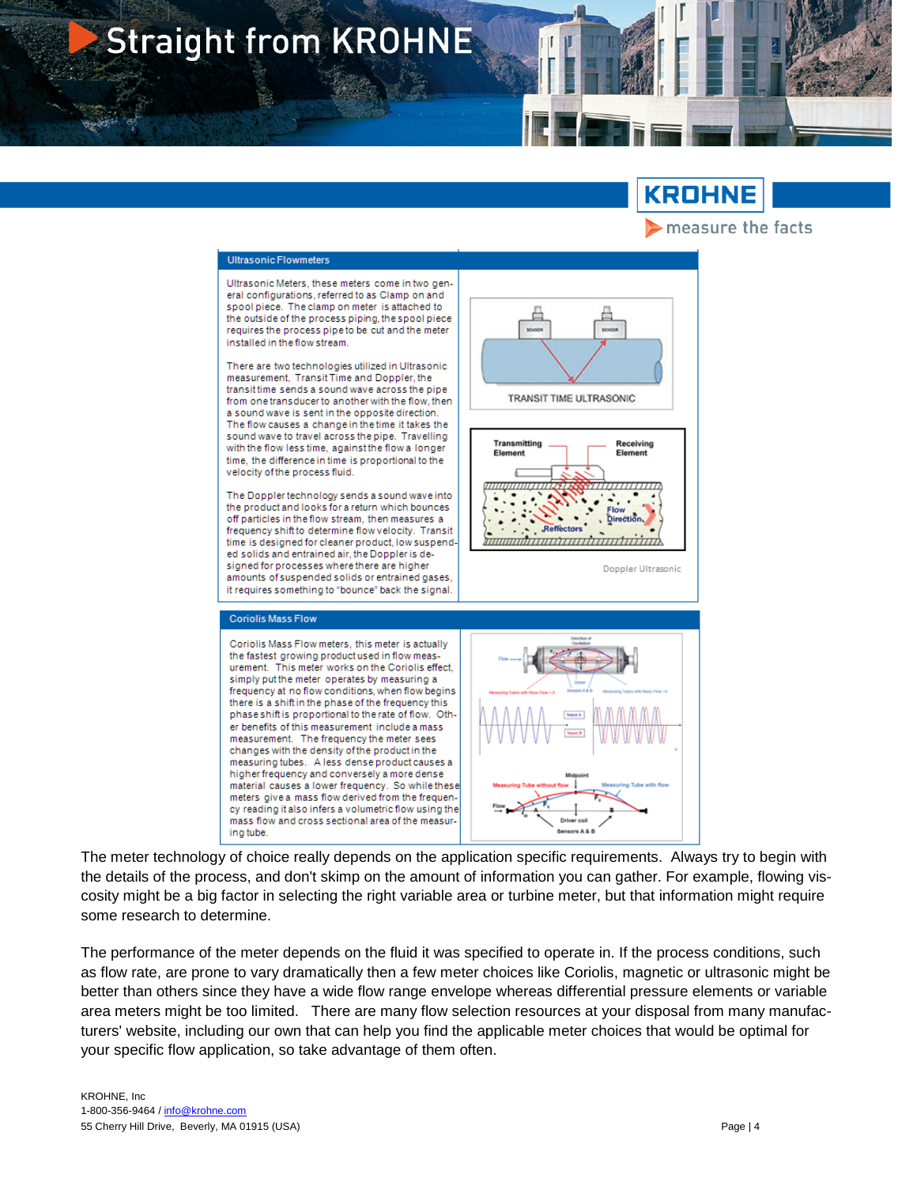## Ultrasonic Flowmeters

Ultrasonic Meters, these meters come in two general configurations, referred to as Clamp on and spool piece. The clamp on meter is attached to the outside of the process piping, the spool piece requires the process pipe to be cut and the meter installed in the flow stream.

There are two technologies utilized in Ultrasonic measurement, Transit Time and Doppler, the transit time sends a sound wave across the pipe from one transducer to another with the flow, then a sound wave is sent in the opposite direction. The flow causes a change in the time it takes the sound wave to travel across the pipe. Travelling with the flow less time, against the flow a longer time, the difference in time is proportional to the velocity of the process fluid.

The Doppler technology sends a sound wave into the product and looks for a return which bounces off particles in the flow stream, then measures a frequency shift to determine flow velocity. Transit time is designed for cleaner product, low suspended solids and entrained air, the Doppler is designed for processes where there are higher amounts of suspended solids or entrained gases, it requires something to "bounce" back the signal.

SENSOR
SENSOR
TRANSIT TIME ULTRASONIC

Transmitting Element
Receiving Element
Flow Direction
Reflectors

Doppler Ultrasonic

## Coriolis Mass Flow

Coriolis Mass Flow meters, this meter is actually the fastest growing product used in flow measurement. This meter works on the Coriolis effect, simply put the meter operates by measuring a frequency at no flow conditions, when flow begins there is a shift in the phase of the frequency this phase shift is proportional to the rate of flow. Other benefits of this measurement include a mass measurement. The frequency the meter sees changes with the density of the product in the measuring tubes. A less dense product causes a higher frequency and conversely a more dense material causes a lower frequency. So while these meters give a mass flow derived from the frequency reading it also infers a volumetric flow using the mass flow and cross sectional area of the measuring tube.

Measuring Tube without flow
Midpoint
Measuring Tube with flow
Flow
Driver coil
Sensors A & B

The meter technology of choice really depends on the application specific requirements. Always try to begin with the details of the process, and don't skimp on the amount of information you can gather. For example, flowing viscosity might be a big factor in selecting the right variable area or turbine meter, but that information might require some research to determine.

The performance of the meter depends on the fluid it was specified to operate in. If the process conditions, such as flow rate, are prone to vary dramatically then a few meter choices like Coriolis, magnetic or ultrasonic might be better than others since they have a wide flow range envelope whereas differential pressure elements or variable area meters might be too limited. There are many flow selection resources at your disposal from many manufacturers' website, including our own that can help you find the applicable meter choices that would be optimal for your specific flow application, so take advantage of them often.

KROHNE, Inc
1-800-356-9464 / info@krohne.com
55 Cherry Hill Drive, Beverly, MA 01915 (USA)